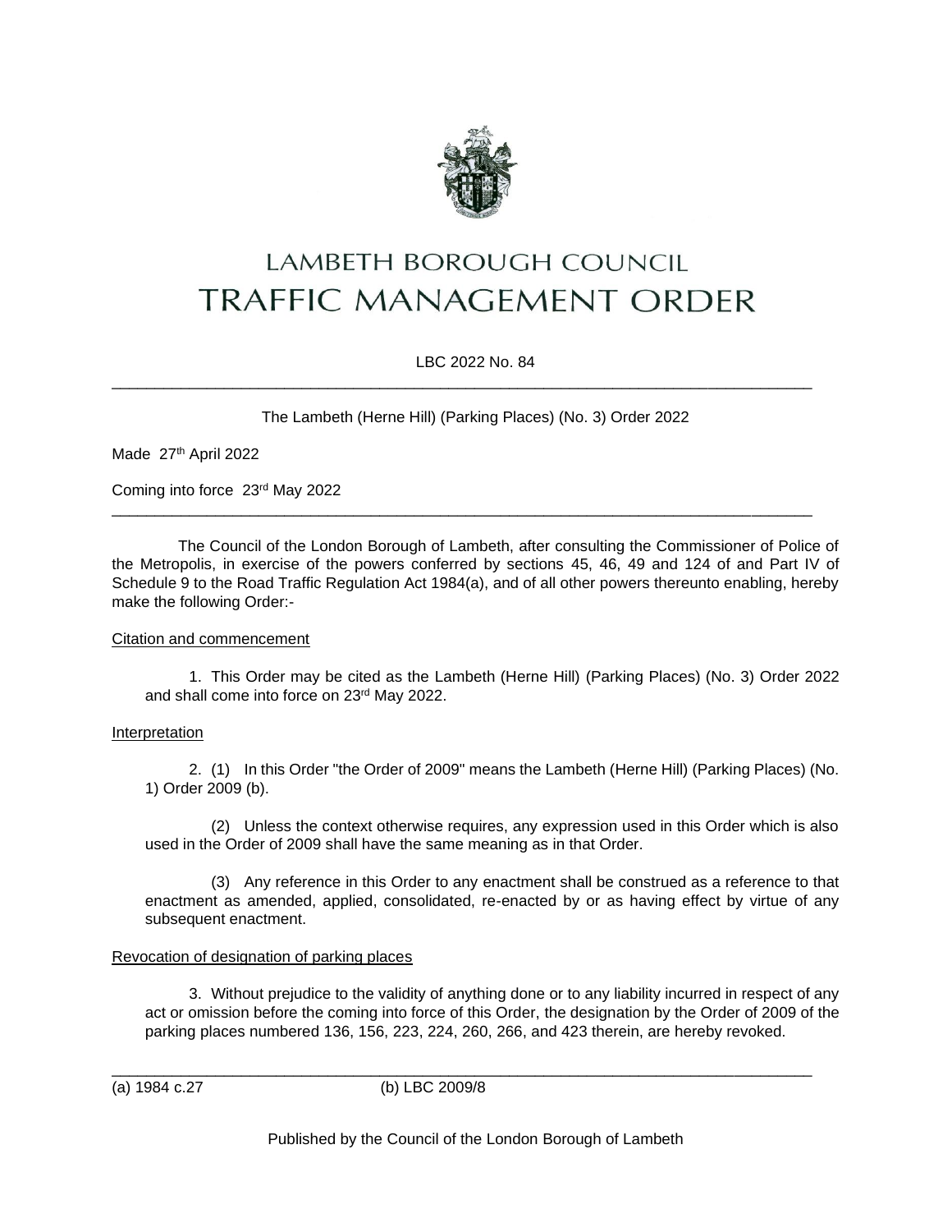# LAMBETH BOROUGH COUNCIL
# TRAFFIC MANAGEMENT ORDER

LBC 2022 No. 84

---

The Lambeth (Herne Hill) (Parking Places) (No. 3) Order 2022

Made 27th April 2022

Coming into force 23rd May 2022

---

The Council of the London Borough of Lambeth, after consulting the Commissioner of Police of the Metropolis, in exercise of the powers conferred by sections 45, 46, 49 and 124 of and Part IV of Schedule 9 to the Road Traffic Regulation Act 1984(a), and of all other powers thereunto enabling, hereby make the following Order:-

Citation and commencement

1. This Order may be cited as the Lambeth (Herne Hill) (Parking Places) (No. 3) Order 2022 and shall come into force on 23rd May 2022.

Interpretation

2. (1) In this Order "the Order of 2009" means the Lambeth (Herne Hill) (Parking Places) (No. 1) Order 2009 (b).

(2) Unless the context otherwise requires, any expression used in this Order which is also used in the Order of 2009 shall have the same meaning as in that Order.

(3) Any reference in this Order to any enactment shall be construed as a reference to that enactment as amended, applied, consolidated, re-enacted by or as having effect by virtue of any subsequent enactment.

Revocation of designation of parking places

3. Without prejudice to the validity of anything done or to any liability incurred in respect of any act or omission before the coming into force of this Order, the designation by the Order of 2009 of the parking places numbered 136, 156, 223, 224, 260, 266, and 423 therein, are hereby revoked.

---

(a) 1984 c.27 (b) LBC 2009/8

Published by the Council of the London Borough of Lambeth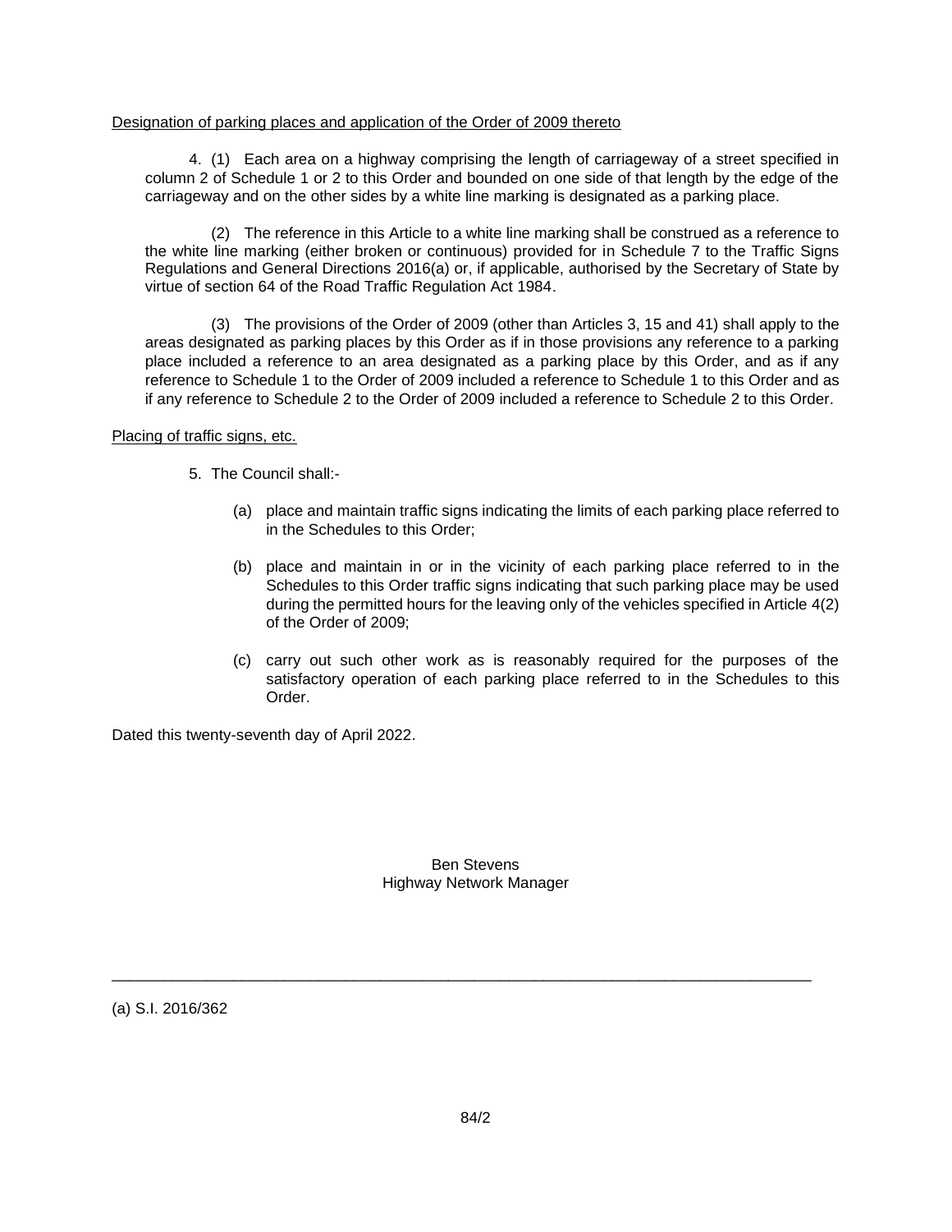<u>Designation of parking places and application of the Order of 2009 thereto</u>

4. (1) Each area on a highway comprising the length of carriageway of a street specified in column 2 of Schedule 1 or 2 to this Order and bounded on one side of that length by the edge of the carriageway and on the other sides by a white line marking is designated as a parking place.

(2) The reference in this Article to a white line marking shall be construed as a reference to the white line marking (either broken or continuous) provided for in Schedule 7 to the Traffic Signs Regulations and General Directions 2016(a) or, if applicable, authorised by the Secretary of State by virtue of section 64 of the Road Traffic Regulation Act 1984.

(3) The provisions of the Order of 2009 (other than Articles 3, 15 and 41) shall apply to the areas designated as parking places by this Order as if in those provisions any reference to a parking place included a reference to an area designated as a parking place by this Order, and as if any reference to Schedule 1 to the Order of 2009 included a reference to Schedule 1 to this Order and as if any reference to Schedule 2 to the Order of 2009 included a reference to Schedule 2 to this Order.

<u>Placing of traffic signs, etc.</u>

5. The Council shall:-

(a) place and maintain traffic signs indicating the limits of each parking place referred to in the Schedules to this Order;

(b) place and maintain in or in the vicinity of each parking place referred to in the Schedules to this Order traffic signs indicating that such parking place may be used during the permitted hours for the leaving only of the vehicles specified in Article 4(2) of the Order of 2009;

(c) carry out such other work as is reasonably required for the purposes of the satisfactory operation of each parking place referred to in the Schedules to this Order.

Dated this twenty-seventh day of April 2022.

Ben Stevens
Highway Network Manager

---

(a) S.I. 2016/362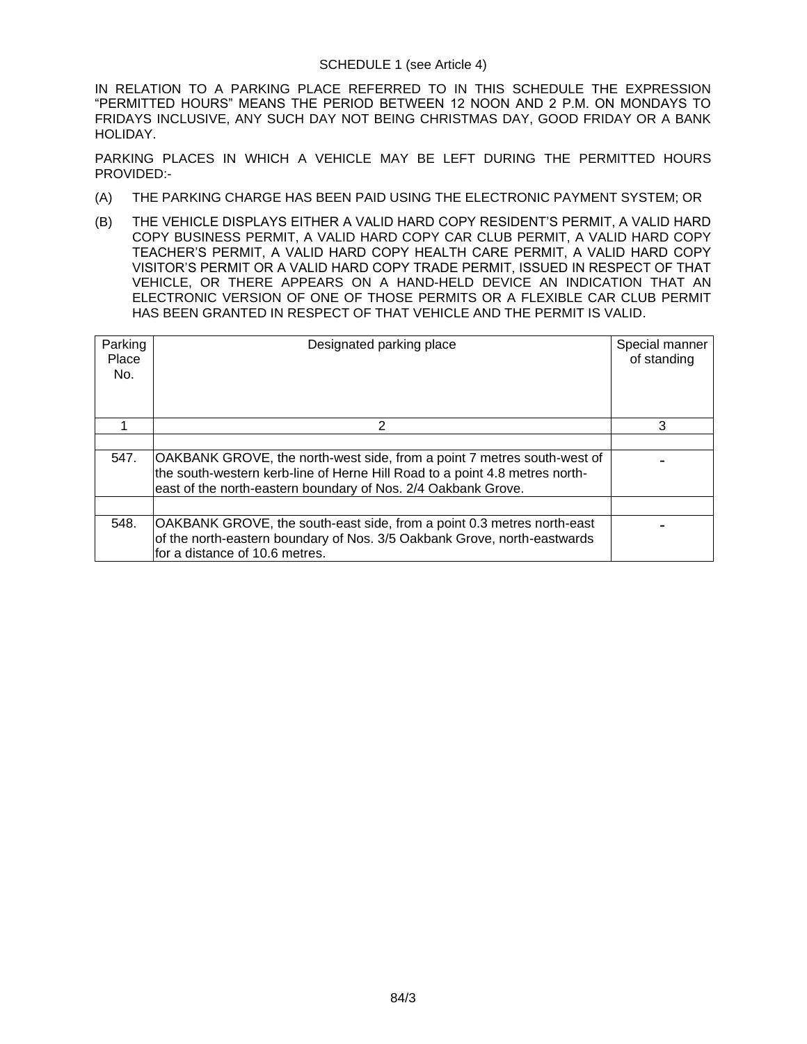SCHEDULE 1 (see Article 4)

IN RELATION TO A PARKING PLACE REFERRED TO IN THIS SCHEDULE THE EXPRESSION "PERMITTED HOURS" MEANS THE PERIOD BETWEEN 12 NOON AND 2 P.M. ON MONDAYS TO FRIDAYS INCLUSIVE, ANY SUCH DAY NOT BEING CHRISTMAS DAY, GOOD FRIDAY OR A BANK HOLIDAY.

PARKING PLACES IN WHICH A VEHICLE MAY BE LEFT DURING THE PERMITTED HOURS PROVIDED:-

(A) THE PARKING CHARGE HAS BEEN PAID USING THE ELECTRONIC PAYMENT SYSTEM; OR

(B) THE VEHICLE DISPLAYS EITHER A VALID HARD COPY RESIDENT'S PERMIT, A VALID HARD COPY BUSINESS PERMIT, A VALID HARD COPY CAR CLUB PERMIT, A VALID HARD COPY TEACHER'S PERMIT, A VALID HARD COPY HEALTH CARE PERMIT, A VALID HARD COPY VISITOR'S PERMIT OR A VALID HARD COPY TRADE PERMIT, ISSUED IN RESPECT OF THAT VEHICLE, OR THERE APPEARS ON A HAND-HELD DEVICE AN INDICATION THAT AN ELECTRONIC VERSION OF ONE OF THOSE PERMITS OR A FLEXIBLE CAR CLUB PERMIT HAS BEEN GRANTED IN RESPECT OF THAT VEHICLE AND THE PERMIT IS VALID.

| Parking Place No. | Designated parking place | Special manner of standing |
|---|---|---|
| 1 | 2 | 3 |
| | | |
| 547. | OAKBANK GROVE, the north-west side, from a point 7 metres south-west of the south-western kerb-line of Herne Hill Road to a point 4.8 metres north-east of the north-eastern boundary of Nos. 2/4 Oakbank Grove. | - |
| | | |
| 548. | OAKBANK GROVE, the south-east side, from a point 0.3 metres north-east of the north-eastern boundary of Nos. 3/5 Oakbank Grove, north-eastwards for a distance of 10.6 metres. | - |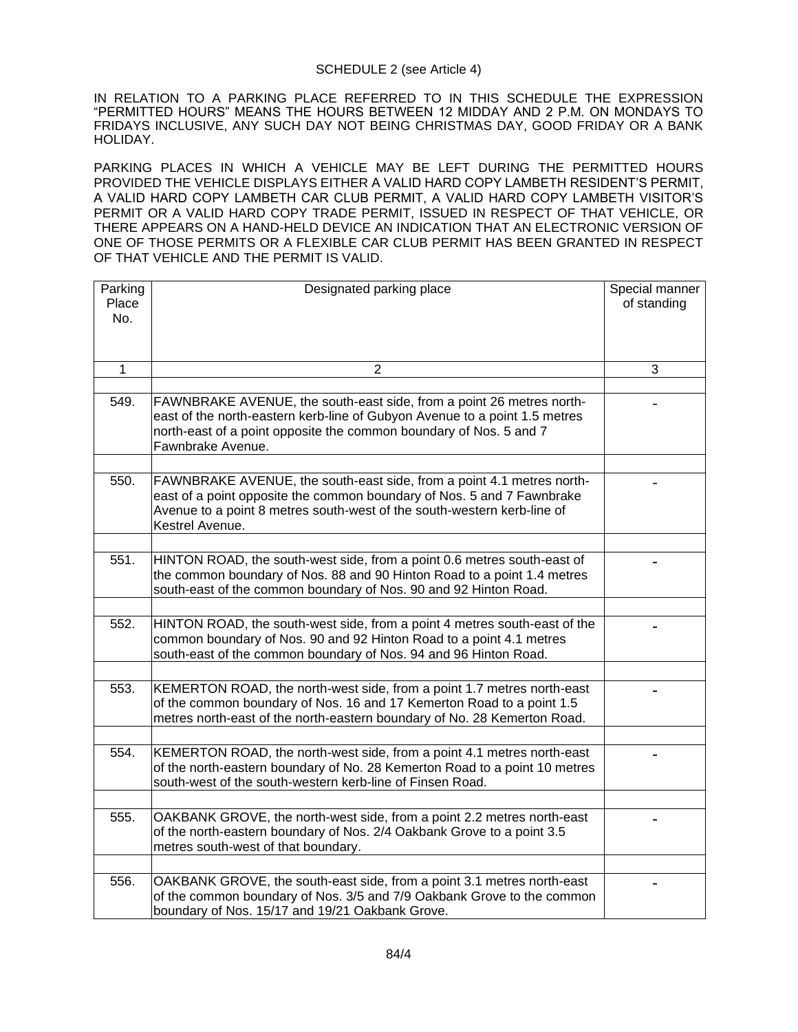SCHEDULE 2 (see Article 4)

IN RELATION TO A PARKING PLACE REFERRED TO IN THIS SCHEDULE THE EXPRESSION "PERMITTED HOURS" MEANS THE HOURS BETWEEN 12 MIDDAY AND 2 P.M. ON MONDAYS TO FRIDAYS INCLUSIVE, ANY SUCH DAY NOT BEING CHRISTMAS DAY, GOOD FRIDAY OR A BANK HOLIDAY.

PARKING PLACES IN WHICH A VEHICLE MAY BE LEFT DURING THE PERMITTED HOURS PROVIDED THE VEHICLE DISPLAYS EITHER A VALID HARD COPY LAMBETH RESIDENT'S PERMIT, A VALID HARD COPY LAMBETH CAR CLUB PERMIT, A VALID HARD COPY LAMBETH VISITOR'S PERMIT OR A VALID HARD COPY TRADE PERMIT, ISSUED IN RESPECT OF THAT VEHICLE, OR THERE APPEARS ON A HAND-HELD DEVICE AN INDICATION THAT AN ELECTRONIC VERSION OF ONE OF THOSE PERMITS OR A FLEXIBLE CAR CLUB PERMIT HAS BEEN GRANTED IN RESPECT OF THAT VEHICLE AND THE PERMIT IS VALID.

| Parking Place No. | Designated parking place | Special manner of standing |
|---|---|---|
| 1 | 2 | 3 |
| 549. | FAWNBRAKE AVENUE, the south-east side, from a point 26 metres north-east of the north-eastern kerb-line of Gubyon Avenue to a point 1.5 metres north-east of a point opposite the common boundary of Nos. 5 and 7 Fawnbrake Avenue. | - |
| 550. | FAWNBRAKE AVENUE, the south-east side, from a point 4.1 metres north-east of a point opposite the common boundary of Nos. 5 and 7 Fawnbrake Avenue to a point 8 metres south-west of the south-western kerb-line of Kestrel Avenue. | - |
| 551. | HINTON ROAD, the south-west side, from a point 0.6 metres south-east of the common boundary of Nos. 88 and 90 Hinton Road to a point 1.4 metres south-east of the common boundary of Nos. 90 and 92 Hinton Road. | - |
| 552. | HINTON ROAD, the south-west side, from a point 4 metres south-east of the common boundary of Nos. 90 and 92 Hinton Road to a point 4.1 metres south-east of the common boundary of Nos. 94 and 96 Hinton Road. | - |
| 553. | KEMERTON ROAD, the north-west side, from a point 1.7 metres north-east of the common boundary of Nos. 16 and 17 Kemerton Road to a point 1.5 metres north-east of the north-eastern boundary of No. 28 Kemerton Road. | - |
| 554. | KEMERTON ROAD, the north-west side, from a point 4.1 metres north-east of the north-eastern boundary of No. 28 Kemerton Road to a point 10 metres south-west of the south-western kerb-line of Finsen Road. | - |
| 555. | OAKBANK GROVE, the north-west side, from a point 2.2 metres north-east of the north-eastern boundary of Nos. 2/4 Oakbank Grove to a point 3.5 metres south-west of that boundary. | - |
| 556. | OAKBANK GROVE, the south-east side, from a point 3.1 metres north-east of the common boundary of Nos. 3/5 and 7/9 Oakbank Grove to the common boundary of Nos. 15/17 and 19/21 Oakbank Grove. | - |